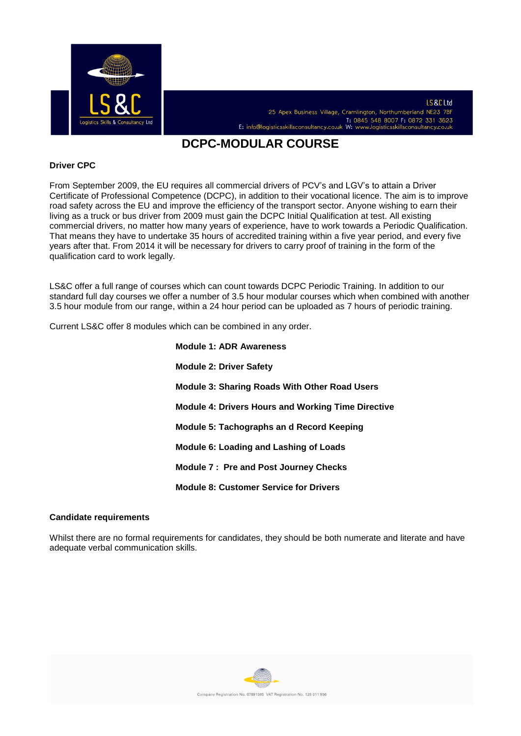# DCPC-MODULAR COURSE

**Driver CPC**

From September 2009, the EU requires all commercial drivers of PCV's and LGV's to attain a Driver Certificate of Professional Competence (DCPC), in addition to their vocational licence. The aim is to improve road safety across the EU and improve the efficiency of the transport sector. Anyone wishing to earn their living as a truck or bus driver from 2009 must gain the DCPC Initial Qualification at test. All existing commercial drivers, no matter how many years of experience, have to work towards a Periodic Qualification. That means they have to undertake 35 hours of accredited training within a five year period, and every five years after that. From 2014 it will be necessary for drivers to carry proof of training in the form of the qualification card to work legally.

LS&C offer a full range of courses which can count towards DCPC Periodic Training. In addition to our standard full day courses we offer a number of 3.5 hour modular courses which when combined with another 3.5 hour module from our range, within a 24 hour period can be uploaded as 7 hours of periodic training.

Current LS&C offer 8 modules which can be combined in any order.

**Module 1: ADR Awareness**

**Module 2: Driver Safety**

**Module 3: Sharing Roads With Other Road Users**

**Module 4: Drivers Hours and Working Time Directive**

**Module 5: Tachographs an d Record Keeping**

**Module 6: Loading and Lashing of Loads**

**Module 7 : Pre and Post Journey Checks**

**Module 8: Customer Service for Drivers**

**Candidate requirements**

Whilst there are no formal requirements for candidates, they should be both numerate and literate and have adequate verbal communication skills.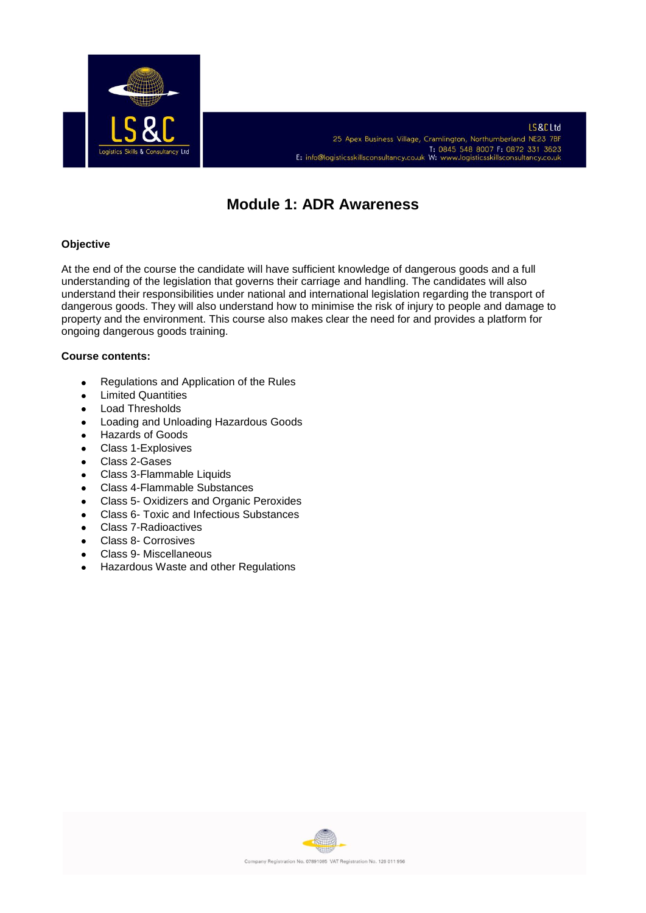# Module 1: ADR Awareness

**Objective**

At the end of the course the candidate will have sufficient knowledge of dangerous goods and a full understanding of the legislation that governs their carriage and handling. The candidates will also understand their responsibilities under national and international legislation regarding the transport of dangerous goods. They will also understand how to minimise the risk of injury to people and damage to property and the environment. This course also makes clear the need for and provides a platform for ongoing dangerous goods training.

**Course contents:**

- Regulations and Application of the Rules
- Limited Quantities
- Load Thresholds
- Loading and Unloading Hazardous Goods
- Hazards of Goods
- Class 1-Explosives
- Class 2-Gases
- Class 3-Flammable Liquids
- Class 4-Flammable Substances
- Class 5- Oxidizers and Organic Peroxides
- Class 6- Toxic and Infectious Substances
- Class 7-Radioactives
- Class 8- Corrosives
- Class 9- Miscellaneous
- Hazardous Waste and other Regulations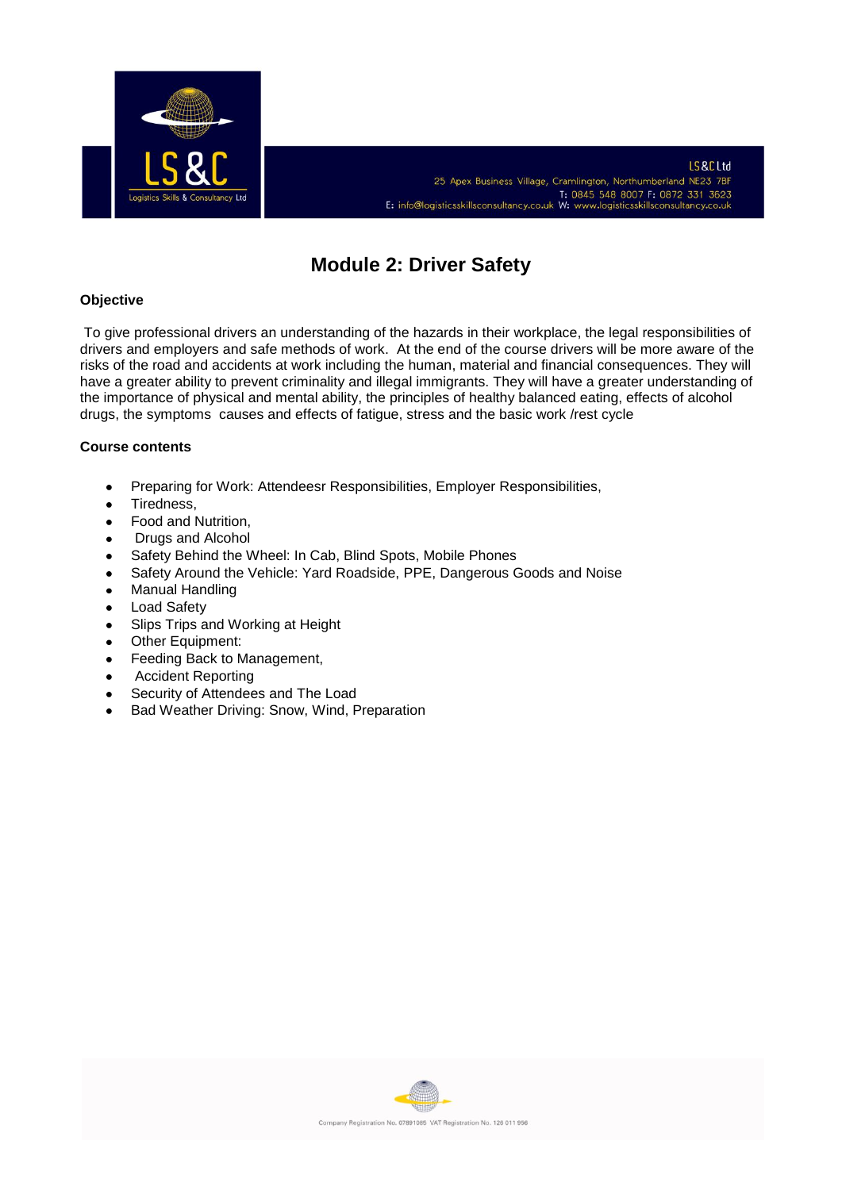# Module 2: Driver Safety

**Objective**

To give professional drivers an understanding of the hazards in their workplace, the legal responsibilities of drivers and employers and safe methods of work. At the end of the course drivers will be more aware of the risks of the road and accidents at work including the human, material and financial consequences. They will have a greater ability to prevent criminality and illegal immigrants. They will have a greater understanding of the importance of physical and mental ability, the principles of healthy balanced eating, effects of alcohol drugs, the symptoms causes and effects of fatigue, stress and the basic work /rest cycle

**Course contents**

- Preparing for Work: Attendeesr Responsibilities, Employer Responsibilities,
- Tiredness,
- Food and Nutrition,
- Drugs and Alcohol
- Safety Behind the Wheel: In Cab, Blind Spots, Mobile Phones
- Safety Around the Vehicle: Yard Roadside, PPE, Dangerous Goods and Noise
- Manual Handling
- Load Safety
- Slips Trips and Working at Height
- Other Equipment:
- Feeding Back to Management,
- Accident Reporting
- Security of Attendees and The Load
- Bad Weather Driving: Snow, Wind, Preparation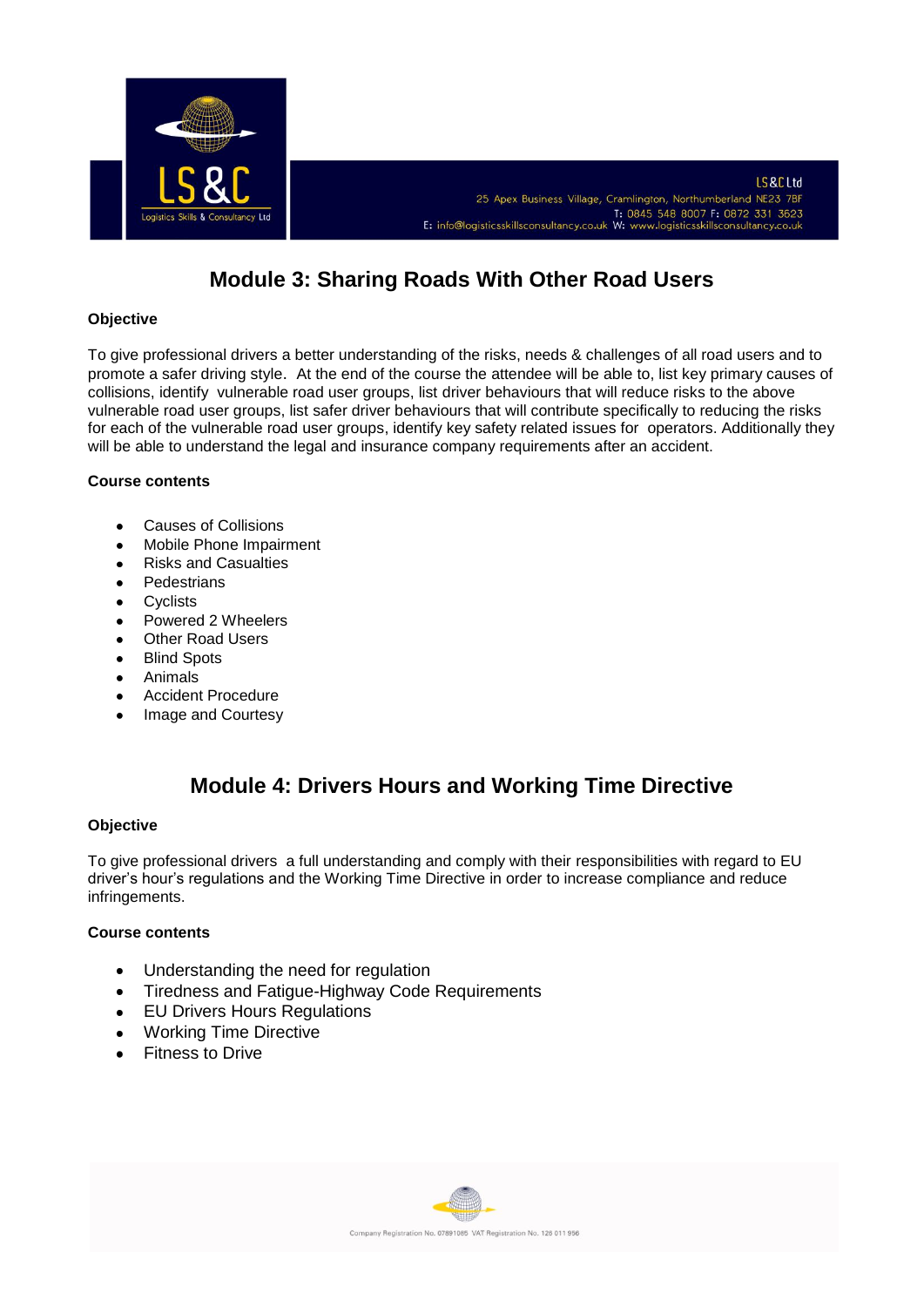## Module 3: Sharing Roads With Other Road Users

**Objective**

To give professional drivers a better understanding of the risks, needs & challenges of all road users and to promote a safer driving style. At the end of the course the attendee will be able to, list key primary causes of collisions, identify vulnerable road user groups, list driver behaviours that will reduce risks to the above vulnerable road user groups, list safer driver behaviours that will contribute specifically to reducing the risks for each of the vulnerable road user groups, identify key safety related issues for operators. Additionally they will be able to understand the legal and insurance company requirements after an accident.

**Course contents**

- Causes of Collisions
- Mobile Phone Impairment
- Risks and Casualties
- Pedestrians
- Cyclists
- Powered 2 Wheelers
- Other Road Users
- Blind Spots
- Animals
- Accident Procedure
- Image and Courtesy

## Module 4: Drivers Hours and Working Time Directive

**Objective**

To give professional drivers a full understanding and comply with their responsibilities with regard to EU driver's hour's regulations and the Working Time Directive in order to increase compliance and reduce infringements.

**Course contents**

- Understanding the need for regulation
- Tiredness and Fatigue-Highway Code Requirements
- EU Drivers Hours Regulations
- Working Time Directive
- Fitness to Drive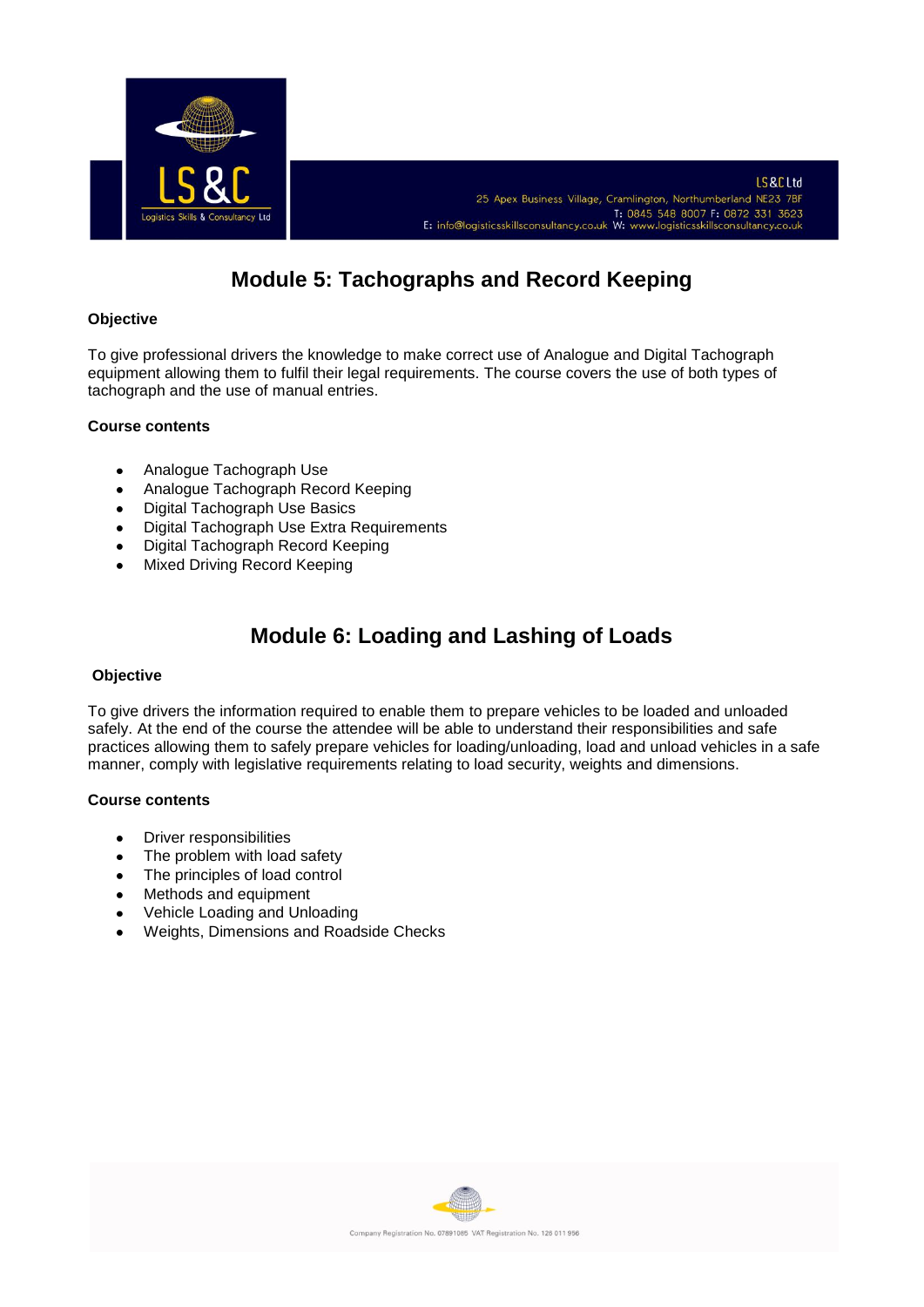# Module 5: Tachographs and Record Keeping

**Objective**

To give professional drivers the knowledge to make correct use of Analogue and Digital Tachograph equipment allowing them to fulfil their legal requirements. The course covers the use of both types of tachograph and the use of manual entries.

**Course contents**

- Analogue Tachograph Use
- Analogue Tachograph Record Keeping
- Digital Tachograph Use Basics
- Digital Tachograph Use Extra Requirements
- Digital Tachograph Record Keeping
- Mixed Driving Record Keeping

# Module 6: Loading and Lashing of Loads

**Objective**

To give drivers the information required to enable them to prepare vehicles to be loaded and unloaded safely. At the end of the course the attendee will be able to understand their responsibilities and safe practices allowing them to safely prepare vehicles for loading/unloading, load and unload vehicles in a safe manner, comply with legislative requirements relating to load security, weights and dimensions.

**Course contents**

- Driver responsibilities
- The problem with load safety
- The principles of load control
- Methods and equipment
- Vehicle Loading and Unloading
- Weights, Dimensions and Roadside Checks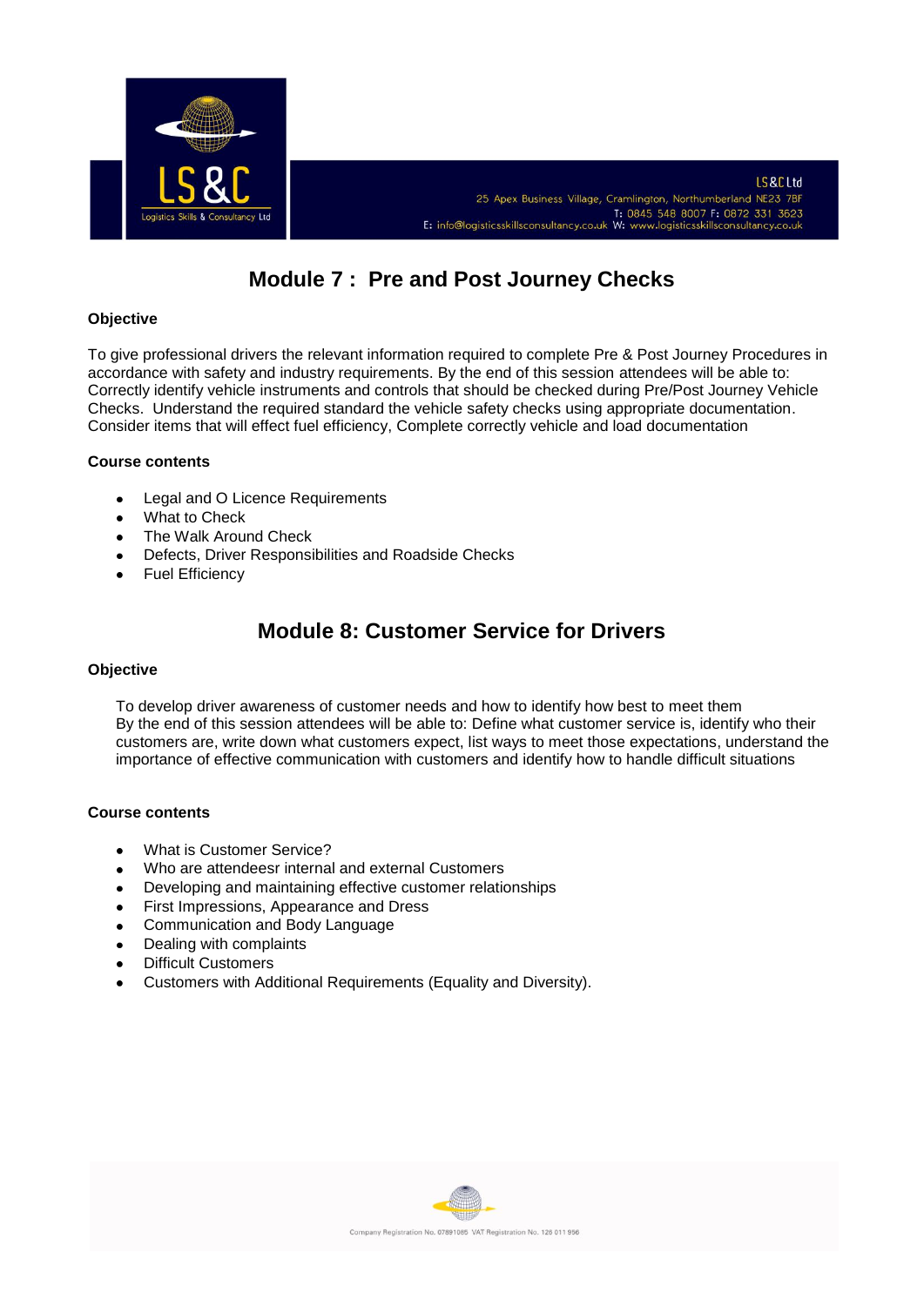# Module 7 : Pre and Post Journey Checks

**Objective**

To give professional drivers the relevant information required to complete Pre & Post Journey Procedures in accordance with safety and industry requirements. By the end of this session attendees will be able to: Correctly identify vehicle instruments and controls that should be checked during Pre/Post Journey Vehicle Checks. Understand the required standard the vehicle safety checks using appropriate documentation. Consider items that will effect fuel efficiency, Complete correctly vehicle and load documentation

**Course contents**

- Legal and O Licence Requirements
- What to Check
- The Walk Around Check
- Defects, Driver Responsibilities and Roadside Checks
- Fuel Efficiency

# Module 8: Customer Service for Drivers

**Objective**

To develop driver awareness of customer needs and how to identify how best to meet them
By the end of this session attendees will be able to: Define what customer service is, identify who their customers are, write down what customers expect, list ways to meet those expectations, understand the importance of effective communication with customers and identify how to handle difficult situations

**Course contents**

- What is Customer Service?
- Who are attendeesr internal and external Customers
- Developing and maintaining effective customer relationships
- First Impressions, Appearance and Dress
- Communication and Body Language
- Dealing with complaints
- Difficult Customers
- Customers with Additional Requirements (Equality and Diversity).